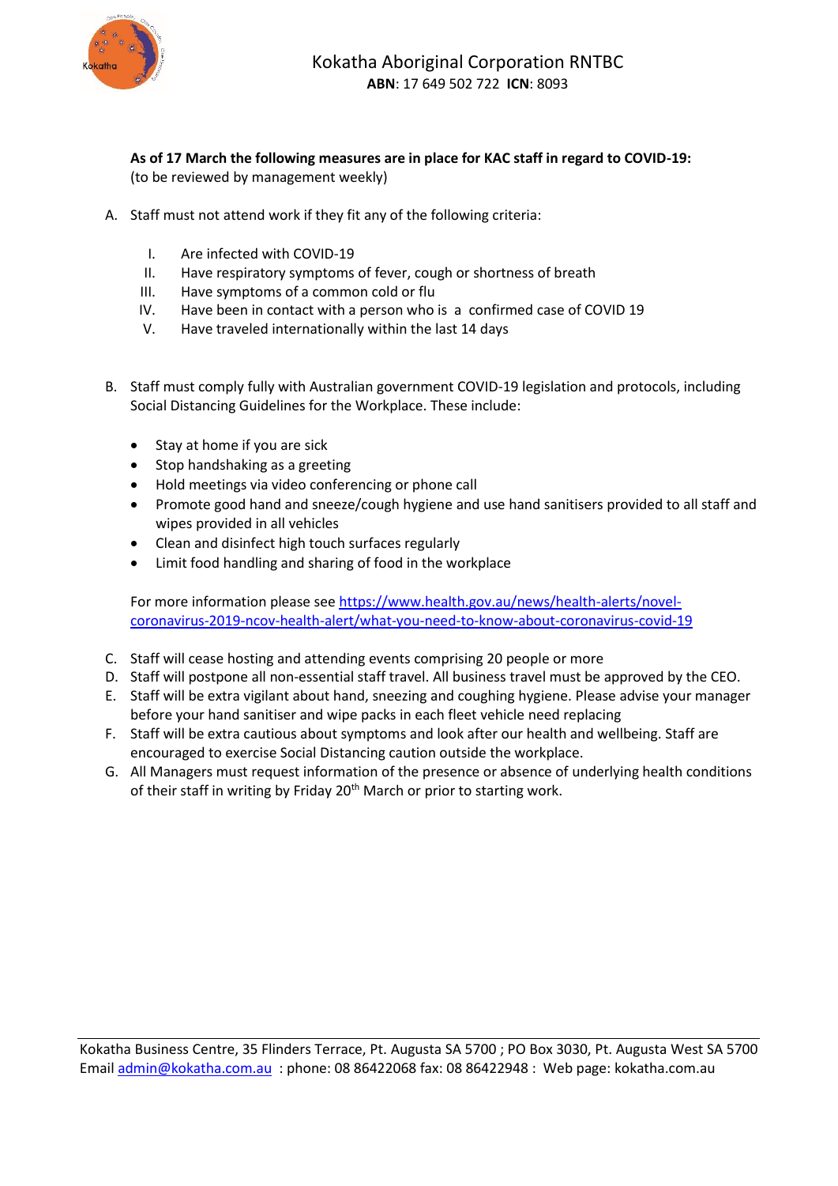# Kokatha Aboriginal Corporation RNTBC

**ABN**: 17 649 502 722 **ICN**: 8093

**As of 17 March the following measures are in place for KAC staff in regard to COVID-19:**
(to be reviewed by management weekly)

A. Staff must not attend work if they fit any of the following criteria:

   I. Are infected with COVID-19
   II. Have respiratory symptoms of fever, cough or shortness of breath
   III. Have symptoms of a common cold or flu
   IV. Have been in contact with a person who is a confirmed case of COVID 19
   V. Have traveled internationally within the last 14 days

B. Staff must comply fully with Australian government COVID-19 legislation and protocols, including Social Distancing Guidelines for the Workplace. These include:

   - Stay at home if you are sick
   - Stop handshaking as a greeting
   - Hold meetings via video conferencing or phone call
   - Promote good hand and sneeze/cough hygiene and use hand sanitisers provided to all staff and wipes provided in all vehicles
   - Clean and disinfect high touch surfaces regularly
   - Limit food handling and sharing of food in the workplace

   For more information please see [https://www.health.gov.au/news/health-alerts/novel-coronavirus-2019-ncov-health-alert/what-you-need-to-know-about-coronavirus-covid-19](https://www.health.gov.au/news/health-alerts/novel-coronavirus-2019-ncov-health-alert/what-you-need-to-know-about-coronavirus-covid-19)

C. Staff will cease hosting and attending events comprising 20 people or more
D. Staff will postpone all non-essential staff travel. All business travel must be approved by the CEO.
E. Staff will be extra vigilant about hand, sneezing and coughing hygiene. Please advise your manager before your hand sanitiser and wipe packs in each fleet vehicle need replacing
F. Staff will be extra cautious about symptoms and look after our health and wellbeing. Staff are encouraged to exercise Social Distancing caution outside the workplace.
G. All Managers must request information of the presence or absence of underlying health conditions of their staff in writing by Friday 20th March or prior to starting work.

Kokatha Business Centre, 35 Flinders Terrace, Pt. Augusta SA 5700 ; PO Box 3030, Pt. Augusta West SA 5700
Email [admin@kokatha.com.au](mailto:admin@kokatha.com.au) : phone: 08 86422068 fax: 08 86422948 : Web page: kokatha.com.au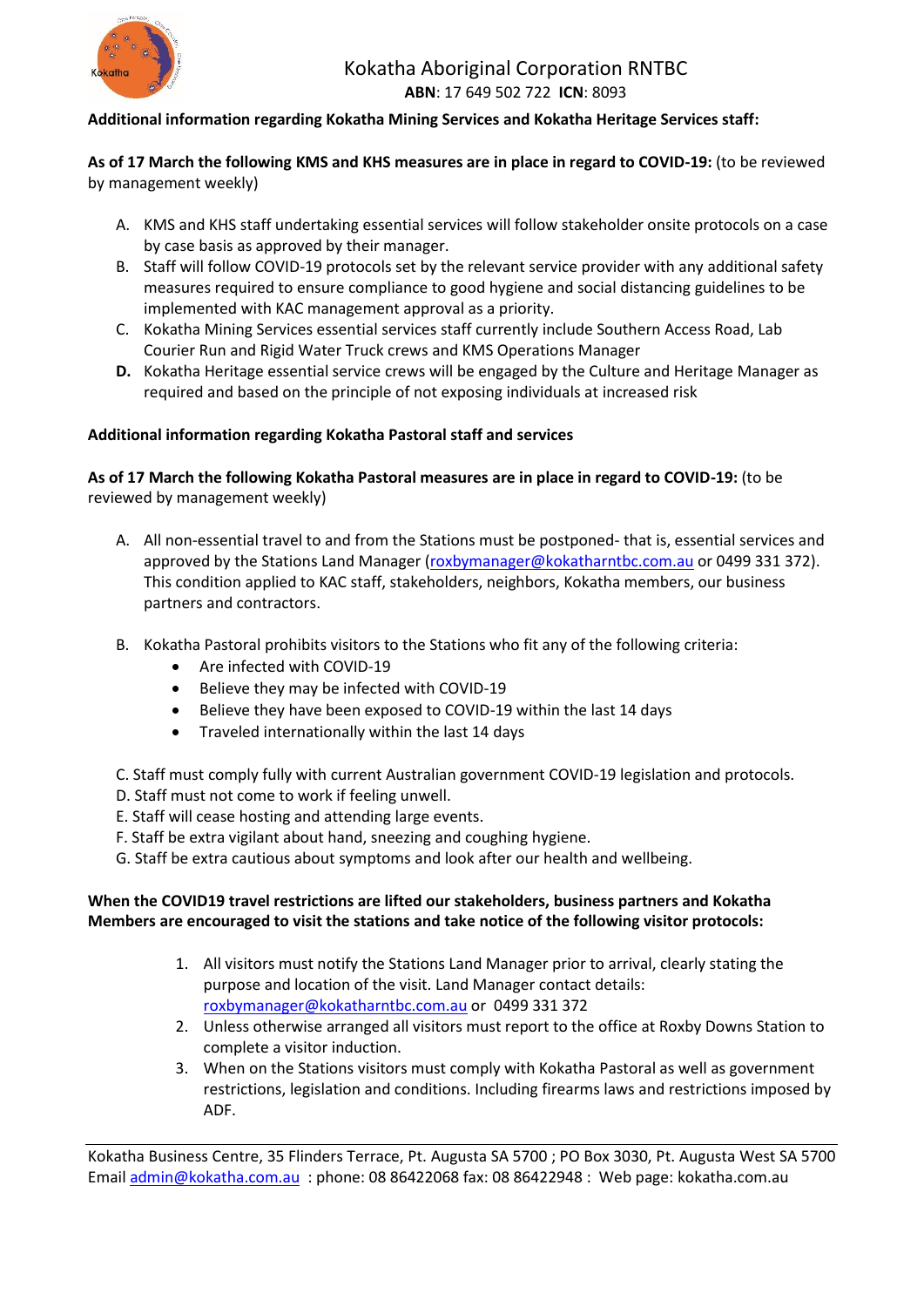Kokatha Aboriginal Corporation RNTBC
**ABN**: 17 649 502 722 **ICN**: 8093

**Additional information regarding Kokatha Mining Services and Kokatha Heritage Services staff:**

**As of 17 March the following KMS and KHS measures are in place in regard to COVID-19:** (to be reviewed by management weekly)

A. KMS and KHS staff undertaking essential services will follow stakeholder onsite protocols on a case by case basis as approved by their manager.
B. Staff will follow COVID-19 protocols set by the relevant service provider with any additional safety measures required to ensure compliance to good hygiene and social distancing guidelines to be implemented with KAC management approval as a priority.
C. Kokatha Mining Services essential services staff currently include Southern Access Road, Lab Courier Run and Rigid Water Truck crews and KMS Operations Manager
**D.** Kokatha Heritage essential service crews will be engaged by the Culture and Heritage Manager as required and based on the principle of not exposing individuals at increased risk

**Additional information regarding Kokatha Pastoral staff and services**

**As of 17 March the following Kokatha Pastoral measures are in place in regard to COVID-19:** (to be reviewed by management weekly)

A. All non-essential travel to and from the Stations must be postponed- that is, essential services and approved by the Stations Land Manager (roxbymanager@kokatharntbc.com.au or 0499 331 372). This condition applied to KAC staff, stakeholders, neighbors, Kokatha members, our business partners and contractors.

B. Kokatha Pastoral prohibits visitors to the Stations who fit any of the following criteria:
   - Are infected with COVID-19
   - Believe they may be infected with COVID-19
   - Believe they have been exposed to COVID-19 within the last 14 days
   - Traveled internationally within the last 14 days

C. Staff must comply fully with current Australian government COVID-19 legislation and protocols.
D. Staff must not come to work if feeling unwell.
E. Staff will cease hosting and attending large events.
F. Staff be extra vigilant about hand, sneezing and coughing hygiene.
G. Staff be extra cautious about symptoms and look after our health and wellbeing.

**When the COVID19 travel restrictions are lifted our stakeholders, business partners and Kokatha Members are encouraged to visit the stations and take notice of the following visitor protocols:**

1. All visitors must notify the Stations Land Manager prior to arrival, clearly stating the purpose and location of the visit. Land Manager contact details: roxbymanager@kokatharntbc.com.au or 0499 331 372
2. Unless otherwise arranged all visitors must report to the office at Roxby Downs Station to complete a visitor induction.
3. When on the Stations visitors must comply with Kokatha Pastoral as well as government restrictions, legislation and conditions. Including firearms laws and restrictions imposed by ADF.

Kokatha Business Centre, 35 Flinders Terrace, Pt. Augusta SA 5700 ; PO Box 3030, Pt. Augusta West SA 5700
Email admin@kokatha.com.au : phone: 08 86422068 fax: 08 86422948 : Web page: kokatha.com.au